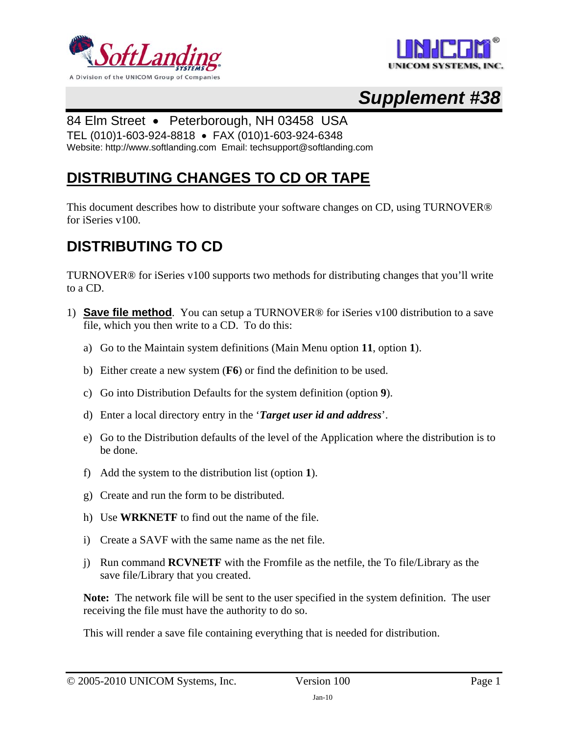# Supplement #38

84 Elm Street • Peterborough, NH 03458 USA
TEL (010)1-603-924-8818 • FAX (010)1-603-924-6348
Website: http://www.softlanding.com Email: techsupport@softlanding.com

## DISTRIBUTING CHANGES TO CD OR TAPE

This document describes how to distribute your software changes on CD, using TURNOVER® for iSeries v100.

## DISTRIBUTING TO CD

TURNOVER® for iSeries v100 supports two methods for distributing changes that you'll write to a CD.

1) **Save file method**. You can setup a TURNOVER® for iSeries v100 distribution to a save file, which you then write to a CD. To do this:

   a) Go to the Maintain system definitions (Main Menu option **11**, option **1**).

   b) Either create a new system (**F6**) or find the definition to be used.

   c) Go into Distribution Defaults for the system definition (option **9**).

   d) Enter a local directory entry in the '***Target user id and address***'.

   e) Go to the Distribution defaults of the level of the Application where the distribution is to be done.

   f) Add the system to the distribution list (option **1**).

   g) Create and run the form to be distributed.

   h) Use **WRKNETF** to find out the name of the file.

   i) Create a SAVF with the same name as the net file.

   j) Run command **RCVNETF** with the Fromfile as the netfile, the To file/Library as the save file/Library that you created.

   **Note:** The network file will be sent to the user specified in the system definition. The user receiving the file must have the authority to do so.

   This will render a save file containing everything that is needed for distribution.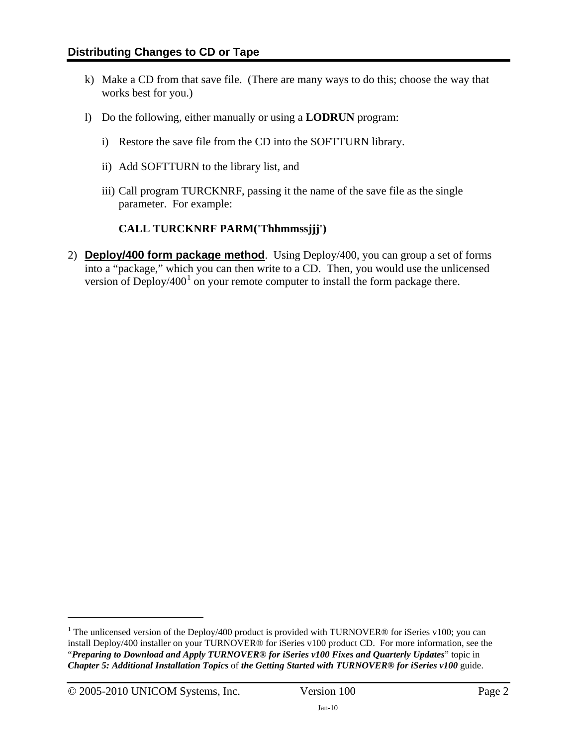k) Make a CD from that save file. (There are many ways to do this; choose the way that works best for you.)

l) Do the following, either manually or using a **LODRUN** program:

   i) Restore the save file from the CD into the SOFTTURN library.

   ii) Add SOFTTURN to the library list, and

   iii) Call program TURCKNRF, passing it the name of the save file as the single parameter. For example:

   **CALL TURCKNRF PARM('Thhmmssjjj')**

2) **Deploy/400 form package method**. Using Deploy/400, you can group a set of forms into a "package," which you can then write to a CD. Then, you would use the unlicensed version of Deploy/400[1] on your remote computer to install the form package there.

---

[1] The unlicensed version of the Deploy/400 product is provided with TURNOVER® for iSeries v100; you can install Deploy/400 installer on your TURNOVER® for iSeries v100 product CD. For more information, see the "***Preparing to Download and Apply TURNOVER® for iSeries v100 Fixes and Quarterly Updates***" topic in ***Chapter 5: Additional Installation Topics*** of ***the Getting Started with TURNOVER® for iSeries v100*** guide.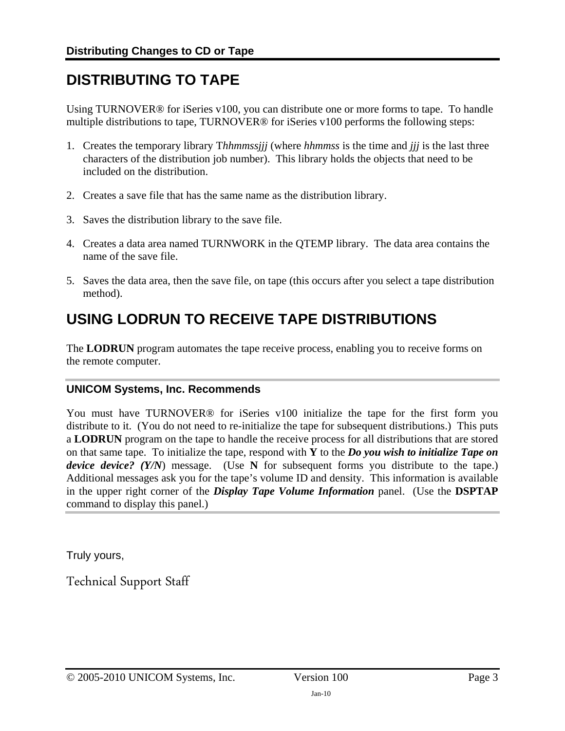# DISTRIBUTING TO TAPE

Using TURNOVER® for iSeries v100, you can distribute one or more forms to tape. To handle multiple distributions to tape, TURNOVER® for iSeries v100 performs the following steps:

1. Creates the temporary library T*hhmmssjjj* (where *hhmmss* is the time and *jjj* is the last three characters of the distribution job number). This library holds the objects that need to be included on the distribution.
2. Creates a save file that has the same name as the distribution library.
3. Saves the distribution library to the save file.
4. Creates a data area named TURNWORK in the QTEMP library. The data area contains the name of the save file.
5. Saves the data area, then the save file, on tape (this occurs after you select a tape distribution method).

# USING LODRUN TO RECEIVE TAPE DISTRIBUTIONS

The **LODRUN** program automates the tape receive process, enabling you to receive forms on the remote computer.

### UNICOM Systems, Inc. Recommends

You must have TURNOVER® for iSeries v100 initialize the tape for the first form you distribute to it. (You do not need to re-initialize the tape for subsequent distributions.) This puts a **LODRUN** program on the tape to handle the receive process for all distributions that are stored on that same tape. To initialize the tape, respond with **Y** to the ***Do you wish to initialize Tape on device device? (Y/N)*** message. (Use **N** for subsequent forms you distribute to the tape.) Additional messages ask you for the tape's volume ID and density. This information is available in the upper right corner of the ***Display Tape Volume Information*** panel. (Use the **DSPTAP** command to display this panel.)

Truly yours,

Technical Support Staff